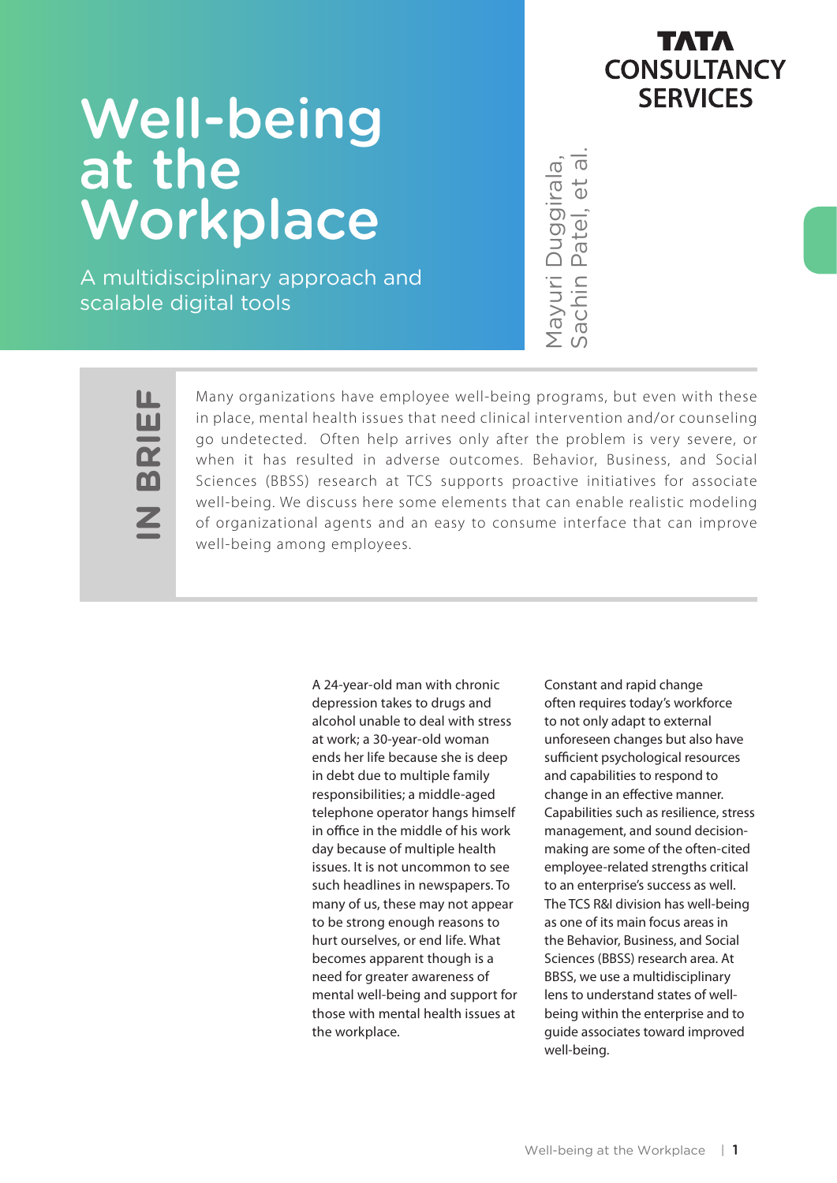# Well-being at the Workplace

A multidisciplinary approach and scalable digital tools

TATA CONSULTANCY SERVICES

Mayuri Duggirala, Sachin Patel, et al.

## IN BRIEF

Many organizations have employee well-being programs, but even with these in place, mental health issues that need clinical intervention and/or counseling go undetected. Often help arrives only after the problem is very severe, or when it has resulted in adverse outcomes. Behavior, Business, and Social Sciences (BBSS) research at TCS supports proactive initiatives for associate well-being. We discuss here some elements that can enable realistic modeling of organizational agents and an easy to consume interface that can improve well-being among employees.

A 24-year-old man with chronic depression takes to drugs and alcohol unable to deal with stress at work; a 30-year-old woman ends her life because she is deep in debt due to multiple family responsibilities; a middle-aged telephone operator hangs himself in office in the middle of his work day because of multiple health issues. It is not uncommon to see such headlines in newspapers. To many of us, these may not appear to be strong enough reasons to hurt ourselves, or end life. What becomes apparent though is a need for greater awareness of mental well-being and support for those with mental health issues at the workplace.

Constant and rapid change often requires today's workforce to not only adapt to external unforeseen changes but also have sufficient psychological resources and capabilities to respond to change in an effective manner. Capabilities such as resilience, stress management, and sound decision-making are some of the often-cited employee-related strengths critical to an enterprise's success as well. The TCS R&I division has well-being as one of its main focus areas in the Behavior, Business, and Social Sciences (BBSS) research area. At BBSS, we use a multidisciplinary lens to understand states of well-being within the enterprise and to guide associates toward improved well-being.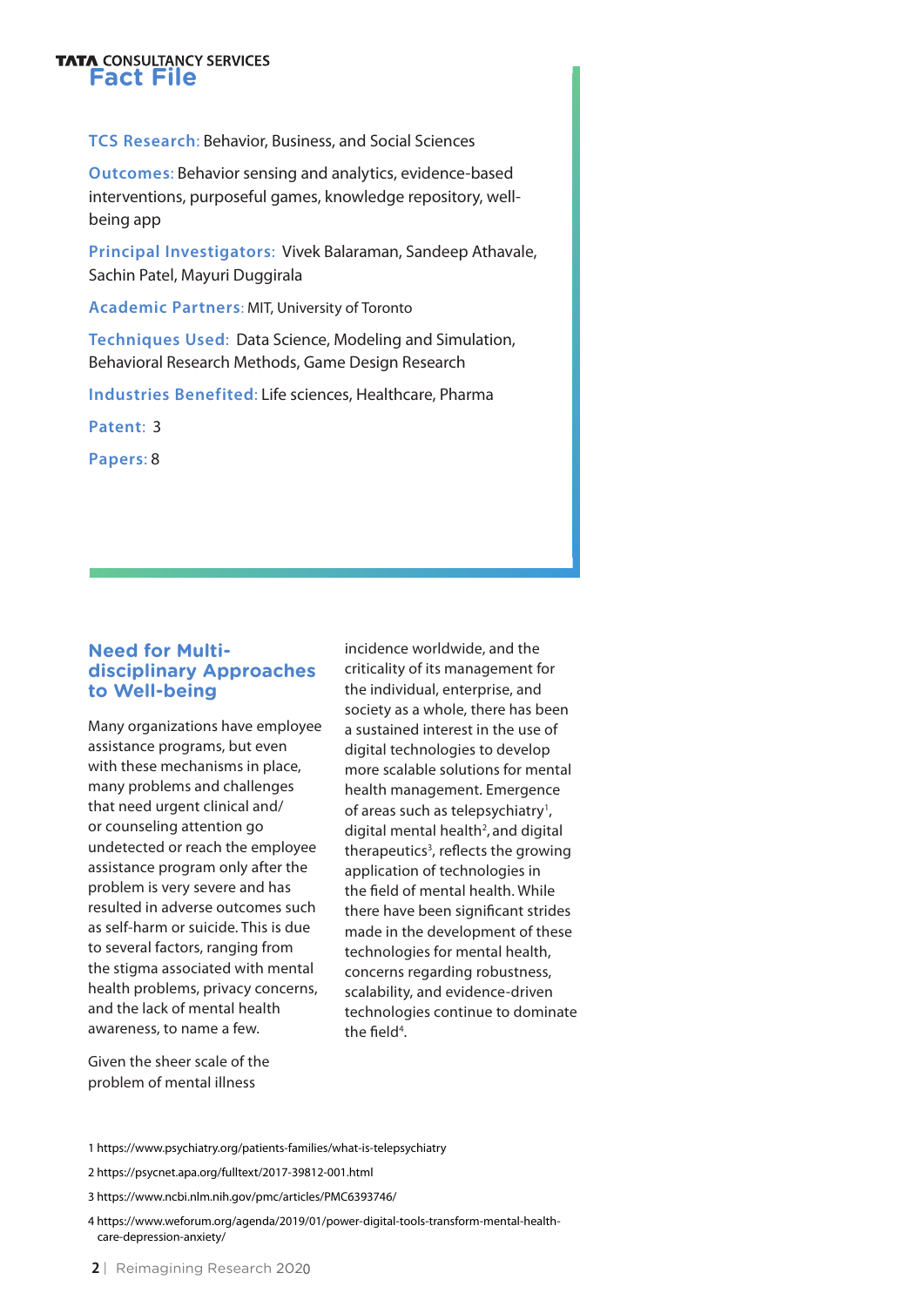TATA CONSULTANCY SERVICES

## Fact File

**TCS Research:** Behavior, Business, and Social Sciences

**Outcomes:** Behavior sensing and analytics, evidence-based interventions, purposeful games, knowledge repository, well-being app

**Principal Investigators:** Vivek Balaraman, Sandeep Athavale, Sachin Patel, Mayuri Duggirala

**Academic Partners:** MIT, University of Toronto

**Techniques Used:** Data Science, Modeling and Simulation, Behavioral Research Methods, Game Design Research

**Industries Benefited:** Life sciences, Healthcare, Pharma

**Patent:** 3

**Papers:** 8

## Need for Multi-disciplinary Approaches to Well-being

Many organizations have employee assistance programs, but even with these mechanisms in place, many problems and challenges that need urgent clinical and/or counseling attention go undetected or reach the employee assistance program only after the problem is very severe and has resulted in adverse outcomes such as self-harm or suicide. This is due to several factors, ranging from the stigma associated with mental health problems, privacy concerns, and the lack of mental health awareness, to name a few.

Given the sheer scale of the problem of mental illness incidence worldwide, and the criticality of its management for the individual, enterprise, and society as a whole, there has been a sustained interest in the use of digital technologies to develop more scalable solutions for mental health management. Emergence of areas such as telepsychiatry[1], digital mental health[2], and digital therapeutics[3], reflects the growing application of technologies in the field of mental health. While there have been significant strides made in the development of these technologies for mental health, concerns regarding robustness, scalability, and evidence-driven technologies continue to dominate the field[4].

1 https://www.psychiatry.org/patients-families/what-is-telepsychiatry

2 https://psycnet.apa.org/fulltext/2017-39812-001.html

3 https://www.ncbi.nlm.nih.gov/pmc/articles/PMC6393746/

4 https://www.weforum.org/agenda/2019/01/power-digital-tools-transform-mental-health-care-depression-anxiety/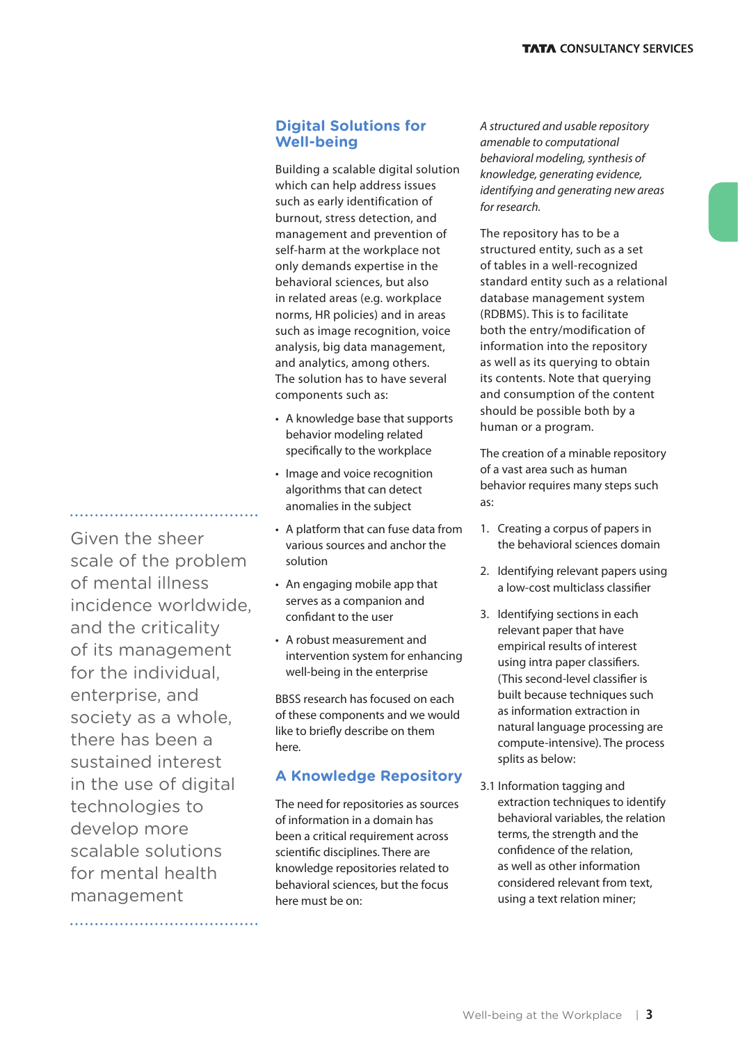> Given the sheer scale of the problem of mental illness incidence worldwide, and the criticality of its management for the individual, enterprise, and society as a whole, there has been a sustained interest in the use of digital technologies to develop more scalable solutions for mental health management

## Digital Solutions for Well-being

Building a scalable digital solution which can help address issues such as early identification of burnout, stress detection, and management and prevention of self-harm at the workplace not only demands expertise in the behavioral sciences, but also in related areas (e.g. workplace norms, HR policies) and in areas such as image recognition, voice analysis, big data management, and analytics, among others. The solution has to have several components such as:

- A knowledge base that supports behavior modeling related specifically to the workplace
- Image and voice recognition algorithms that can detect anomalies in the subject
- A platform that can fuse data from various sources and anchor the solution
- An engaging mobile app that serves as a companion and confidant to the user
- A robust measurement and intervention system for enhancing well-being in the enterprise

BBSS research has focused on each of these components and we would like to briefly describe on them here.

## A Knowledge Repository

The need for repositories as sources of information in a domain has been a critical requirement across scientific disciplines. There are knowledge repositories related to behavioral sciences, but the focus here must be on:

*A structured and usable repository amenable to computational behavioral modeling, synthesis of knowledge, generating evidence, identifying and generating new areas for research.*

The repository has to be a structured entity, such as a set of tables in a well-recognized standard entity such as a relational database management system (RDBMS). This is to facilitate both the entry/modification of information into the repository as well as its querying to obtain its contents. Note that querying and consumption of the content should be possible both by a human or a program.

The creation of a minable repository of a vast area such as human behavior requires many steps such as:

1. Creating a corpus of papers in the behavioral sciences domain
2. Identifying relevant papers using a low-cost multiclass classifier
3. Identifying sections in each relevant paper that have empirical results of interest using intra paper classifiers. (This second-level classifier is built because techniques such as information extraction in natural language processing are compute-intensive). The process splits as below:

3.1 Information tagging and extraction techniques to identify behavioral variables, the relation terms, the strength and the confidence of the relation, as well as other information considered relevant from text, using a text relation miner;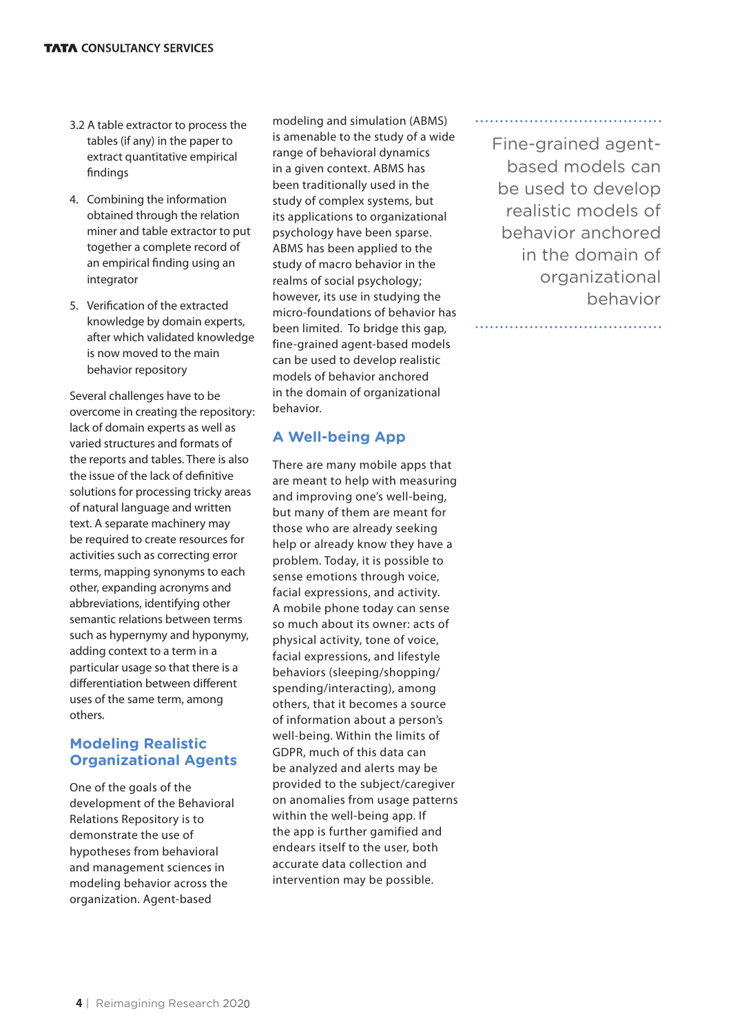3.2 A table extractor to process the tables (if any) in the paper to extract quantitative empirical findings

4. Combining the information obtained through the relation miner and table extractor to put together a complete record of an empirical finding using an integrator

5. Verification of the extracted knowledge by domain experts, after which validated knowledge is now moved to the main behavior repository

Several challenges have to be overcome in creating the repository: lack of domain experts as well as varied structures and formats of the reports and tables. There is also the issue of the lack of definitive solutions for processing tricky areas of natural language and written text. A separate machinery may be required to create resources for activities such as correcting error terms, mapping synonyms to each other, expanding acronyms and abbreviations, identifying other semantic relations between terms such as hypernymy and hyponymy, adding context to a term in a particular usage so that there is a differentiation between different uses of the same term, among others.

## Modeling Realistic Organizational Agents

One of the goals of the development of the Behavioral Relations Repository is to demonstrate the use of hypotheses from behavioral and management sciences in modeling behavior across the organization. Agent-based modeling and simulation (ABMS) is amenable to the study of a wide range of behavioral dynamics in a given context. ABMS has been traditionally used in the study of complex systems, but its applications to organizational psychology have been sparse. ABMS has been applied to the study of macro behavior in the realms of social psychology; however, its use in studying the micro-foundations of behavior has been limited. To bridge this gap, fine-grained agent-based models can be used to develop realistic models of behavior anchored in the domain of organizational behavior.

> Fine-grained agent-based models can be used to develop realistic models of behavior anchored in the domain of organizational behavior

## A Well-being App

There are many mobile apps that are meant to help with measuring and improving one's well-being, but many of them are meant for those who are already seeking help or already know they have a problem. Today, it is possible to sense emotions through voice, facial expressions, and activity. A mobile phone today can sense so much about its owner: acts of physical activity, tone of voice, facial expressions, and lifestyle behaviors (sleeping/shopping/spending/interacting), among others, that it becomes a source of information about a person's well-being. Within the limits of GDPR, much of this data can be analyzed and alerts may be provided to the subject/caregiver on anomalies from usage patterns within the well-being app. If the app is further gamified and endears itself to the user, both accurate data collection and intervention may be possible.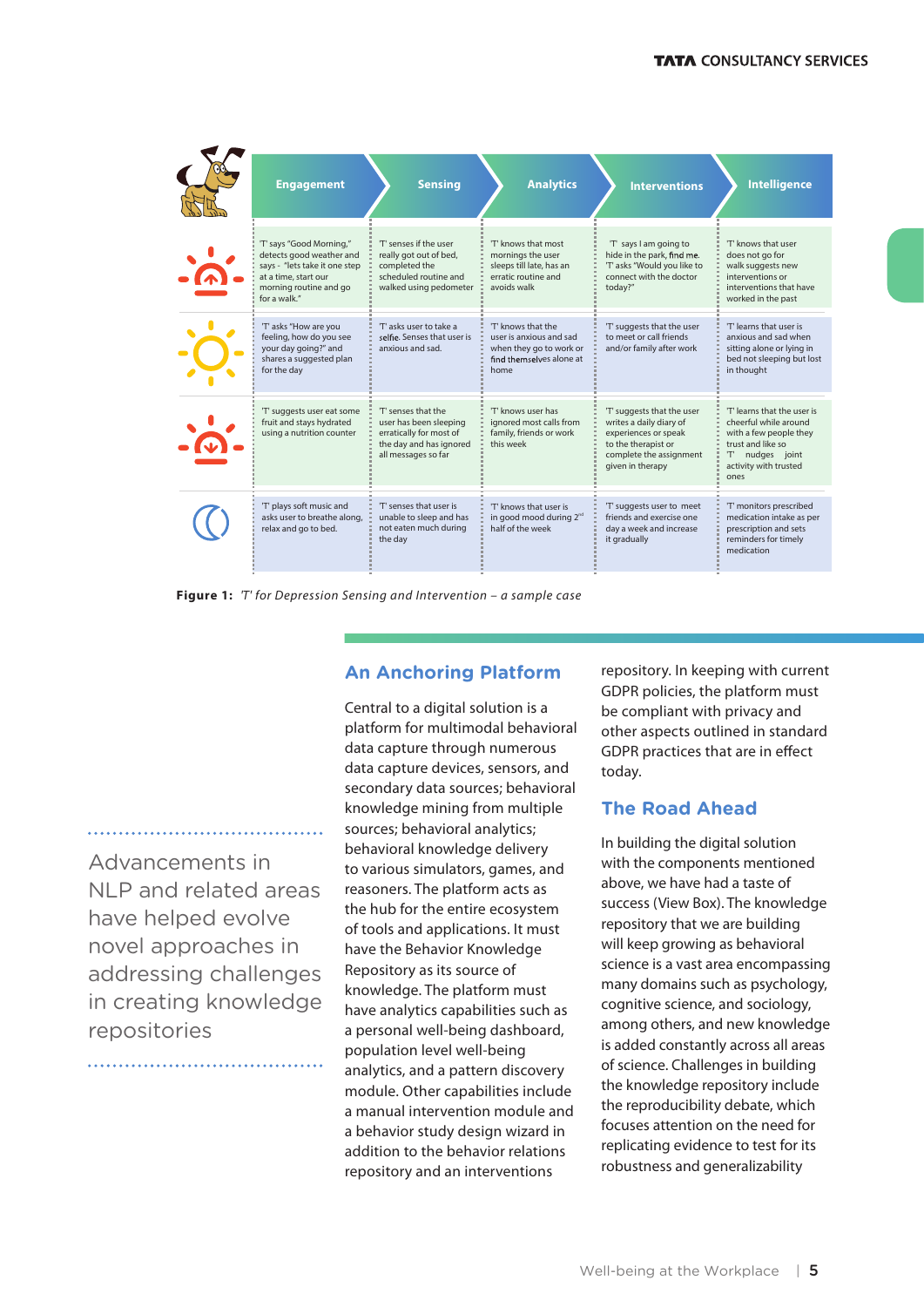| | Engagement | Sensing | Analytics | Interventions | Intelligence |
|---|---|---|---|---|---|
| Sunrise | 'T' says "Good Morning," detects good weather and says - "lets take it one step at a time, start our morning routine and go for a walk." | 'T' senses if the user really got out of bed, completed the scheduled routine and walked using pedometer | 'T' knows that most mornings the user sleeps till late, has an erratic routine and avoids walk | 'T' says I am going to hide in the park, find me. 'T' asks "Would you like to connect with the doctor today?" | 'T' knows that user does not go for walk suggests new interventions or interventions that have worked in the past |
| Day | 'T' asks "How are you feeling, how do you see your day going?" and shares a suggested plan for the day | 'T' asks user to take a selfie. Senses that user is anxious and sad. | 'T' knows that the user is anxious and sad when they go to work or find themselves alone at home | 'T' suggests that the user to meet or call friends and/or family after work | 'T' learns that user is anxious and sad when sitting alone or lying in bed not sleeping but lost in thought |
| Sunset | 'T' suggests user eat some fruit and stays hydrated using a nutrition counter | 'T' senses that the user has been sleeping erratically for most of the day and has ignored all messages so far | 'T' knows user has ignored most calls from family, friends or work this week | 'T' suggests that the user writes a daily diary of experiences or speak to the therapist or complete the assignment given in therapy | 'T' learns that the user is cheerful while around with a few people they trust and like so 'T' nudges joint activity with trusted ones |
| Night | 'T' plays soft music and asks user to breathe along, relax and go to bed. | 'T' senses that user is unable to sleep and has not eaten much during the day | 'T' knows that user is in good mood during 2nd half of the week | 'T' suggests user to meet friends and exercise one day a week and increase it gradually | 'T' monitors prescribed medication intake as per prescription and sets reminders for timely medication |

**Figure 1:** *'T' for Depression Sensing and Intervention – a sample case*

> Advancements in NLP and related areas have helped evolve novel approaches in addressing challenges in creating knowledge repositories

## An Anchoring Platform

Central to a digital solution is a platform for multimodal behavioral data capture through numerous data capture devices, sensors, and secondary data sources; behavioral knowledge mining from multiple sources; behavioral analytics; behavioral knowledge delivery to various simulators, games, and reasoners. The platform acts as the hub for the entire ecosystem of tools and applications. It must have the Behavior Knowledge Repository as its source of knowledge. The platform must have analytics capabilities such as a personal well-being dashboard, population level well-being analytics, and a pattern discovery module. Other capabilities include a manual intervention module and a behavior study design wizard in addition to the behavior relations repository and an interventions repository. In keeping with current GDPR policies, the platform must be compliant with privacy and other aspects outlined in standard GDPR practices that are in effect today.

## The Road Ahead

In building the digital solution with the components mentioned above, we have had a taste of success (View Box). The knowledge repository that we are building will keep growing as behavioral science is a vast area encompassing many domains such as psychology, cognitive science, and sociology, among others, and new knowledge is added constantly across all areas of science. Challenges in building the knowledge repository include the reproducibility debate, which focuses attention on the need for replicating evidence to test for its robustness and generalizability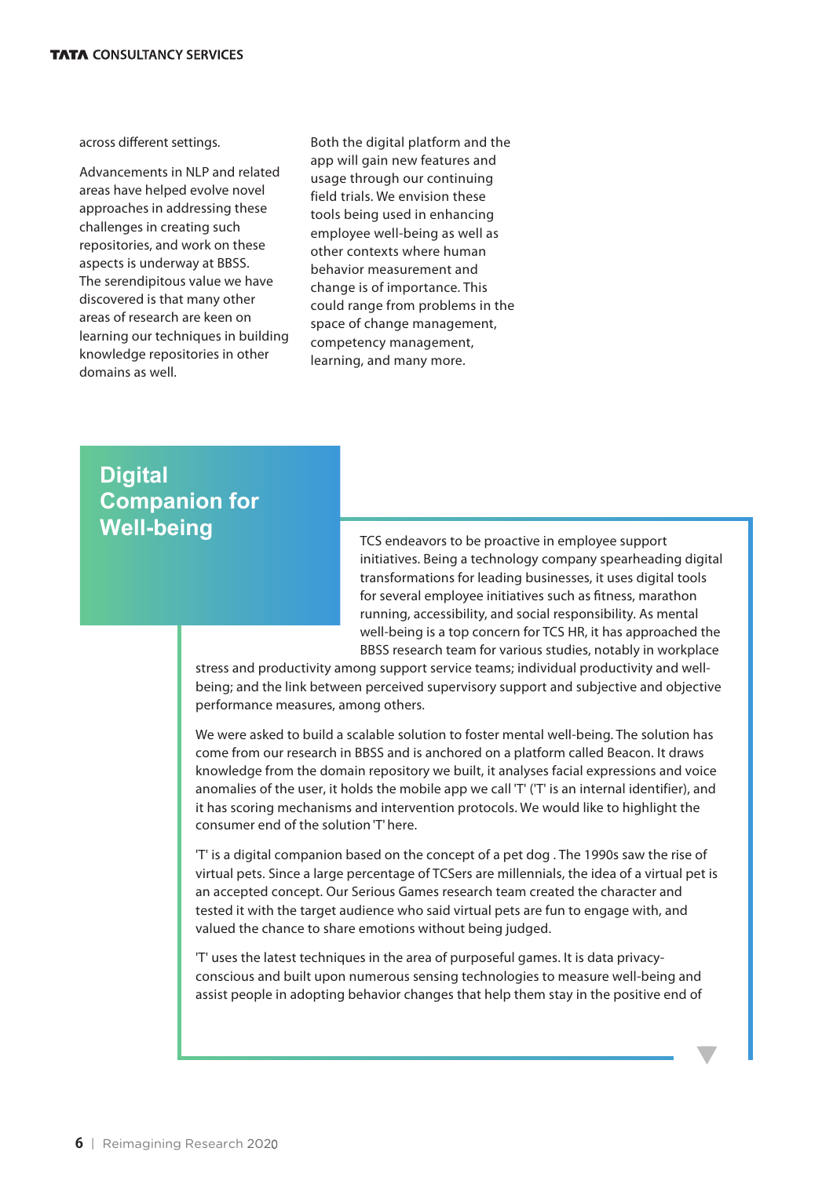across different settings.

Advancements in NLP and related areas have helped evolve novel approaches in addressing these challenges in creating such repositories, and work on these aspects is underway at BBSS. The serendipitous value we have discovered is that many other areas of research are keen on learning our techniques in building knowledge repositories in other domains as well.

Both the digital platform and the app will gain new features and usage through our continuing field trials. We envision these tools being used in enhancing employee well-being as well as other contexts where human behavior measurement and change is of importance. This could range from problems in the space of change management, competency management, learning, and many more.

## Digital Companion for Well-being

TCS endeavors to be proactive in employee support initiatives. Being a technology company spearheading digital transformations for leading businesses, it uses digital tools for several employee initiatives such as fitness, marathon running, accessibility, and social responsibility. As mental well-being is a top concern for TCS HR, it has approached the BBSS research team for various studies, notably in workplace stress and productivity among support service teams; individual productivity and well-being; and the link between perceived supervisory support and subjective and objective performance measures, among others.

We were asked to build a scalable solution to foster mental well-being. The solution has come from our research in BBSS and is anchored on a platform called Beacon. It draws knowledge from the domain repository we built, it analyses facial expressions and voice anomalies of the user, it holds the mobile app we call 'T' ('T' is an internal identifier), and it has scoring mechanisms and intervention protocols. We would like to highlight the consumer end of the solution 'T' here.

'T' is a digital companion based on the concept of a pet dog . The 1990s saw the rise of virtual pets. Since a large percentage of TCSers are millennials, the idea of a virtual pet is an accepted concept. Our Serious Games research team created the character and tested it with the target audience who said virtual pets are fun to engage with, and valued the chance to share emotions without being judged.

'T' uses the latest techniques in the area of purposeful games. It is data privacy-conscious and built upon numerous sensing technologies to measure well-being and assist people in adopting behavior changes that help them stay in the positive end of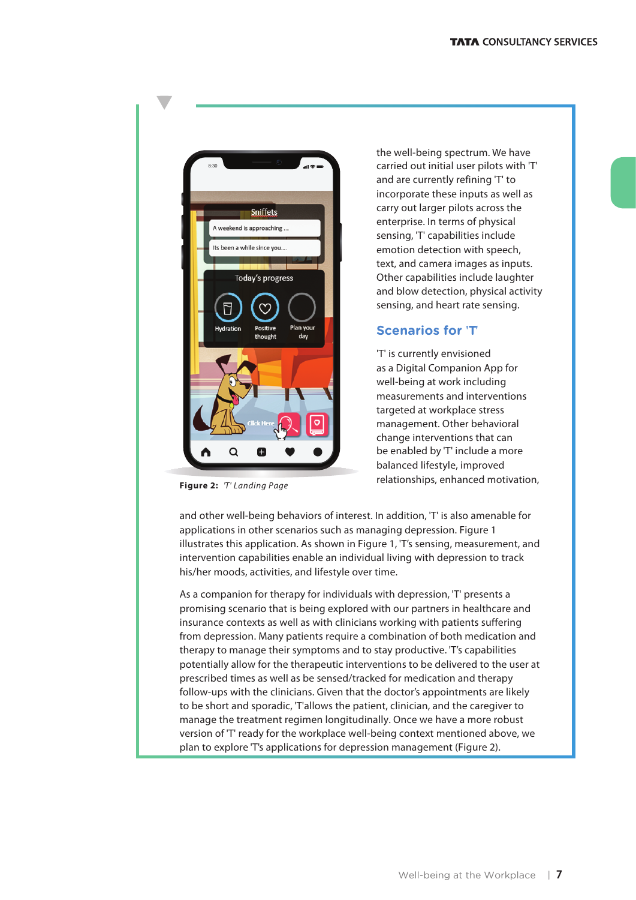the well-being spectrum. We have carried out initial user pilots with 'T' and are currently refining 'T' to incorporate these inputs as well as carry out larger pilots across the enterprise. In terms of physical sensing, 'T' capabilities include emotion detection with speech, text, and camera images as inputs. Other capabilities include laughter and blow detection, physical activity sensing, and heart rate sensing.

**Figure 2:** *'T' Landing Page*

## Scenarios for 'T'

'T' is currently envisioned as a Digital Companion App for well-being at work including measurements and interventions targeted at workplace stress management. Other behavioral change interventions that can be enabled by 'T' include a more balanced lifestyle, improved relationships, enhanced motivation, and other well-being behaviors of interest. In addition, 'T' is also amenable for applications in other scenarios such as managing depression. Figure 1 illustrates this application. As shown in Figure 1, 'T's sensing, measurement, and intervention capabilities enable an individual living with depression to track his/her moods, activities, and lifestyle over time.

As a companion for therapy for individuals with depression, 'T' presents a promising scenario that is being explored with our partners in healthcare and insurance contexts as well as with clinicians working with patients suffering from depression. Many patients require a combination of both medication and therapy to manage their symptoms and to stay productive. 'T's capabilities potentially allow for the therapeutic interventions to be delivered to the user at prescribed times as well as be sensed/tracked for medication and therapy follow-ups with the clinicians. Given that the doctor's appointments are likely to be short and sporadic, 'T'allows the patient, clinician, and the caregiver to manage the treatment regimen longitudinally. Once we have a more robust version of 'T' ready for the workplace well-being context mentioned above, we plan to explore 'T's applications for depression management (Figure 2).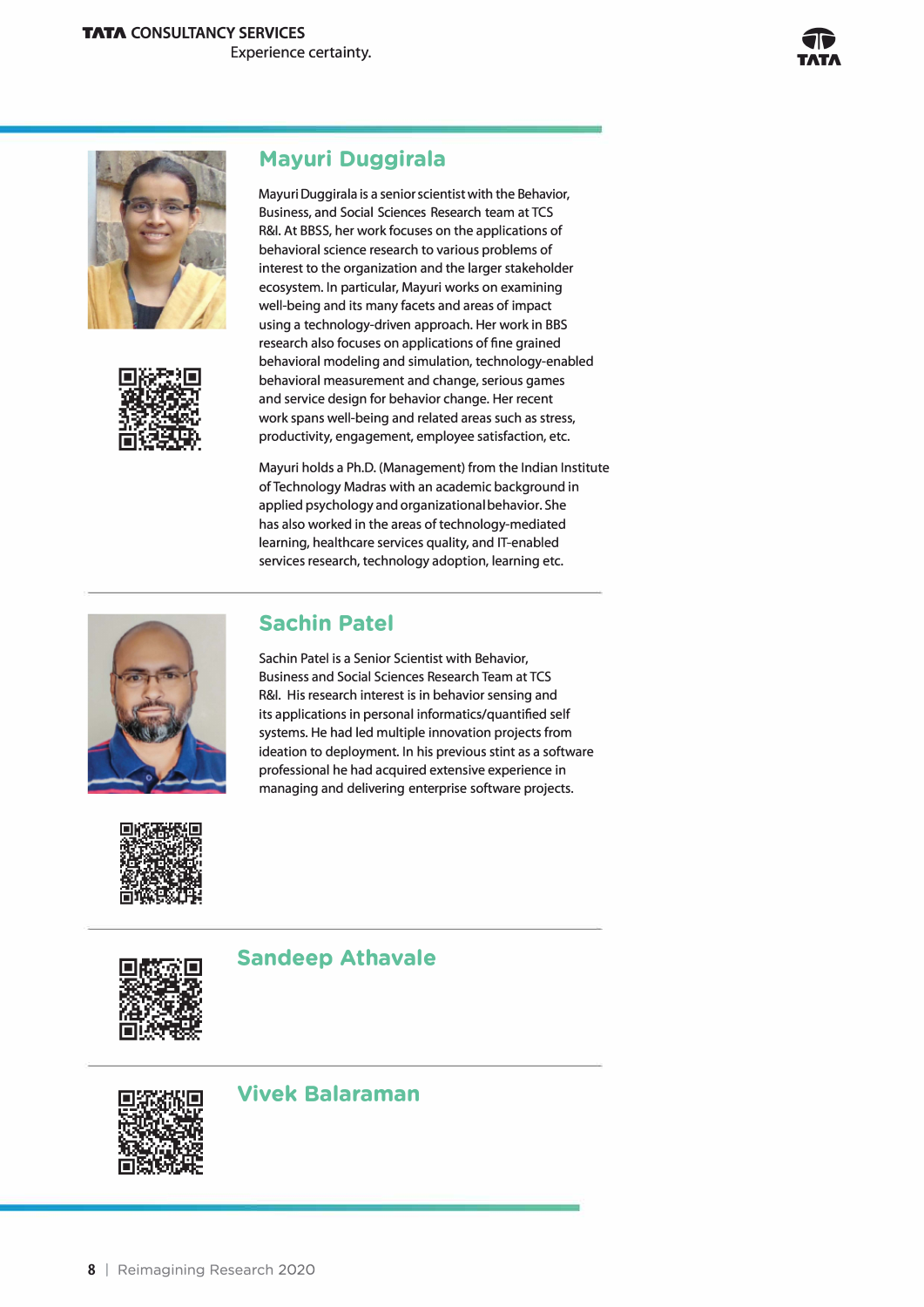## Mayuri Duggirala

Mayuri Duggirala is a senior scientist with the Behavior, Business, and Social Sciences Research team at TCS R&I. At BBSS, her work focuses on the applications of behavioral science research to various problems of interest to the organization and the larger stakeholder ecosystem. In particular, Mayuri works on examining well-being and its many facets and areas of impact using a technology-driven approach. Her work in BBS research also focuses on applications of fine grained behavioral modeling and simulation, technology-enabled behavioral measurement and change, serious games and service design for behavior change. Her recent work spans well-being and related areas such as stress, productivity, engagement, employee satisfaction, etc.

Mayuri holds a Ph.D. (Management) from the Indian Institute of Technology Madras with an academic background in applied psychology and organizational behavior. She has also worked in the areas of technology-mediated learning, healthcare services quality, and IT-enabled services research, technology adoption, learning etc.

## Sachin Patel

Sachin Patel is a Senior Scientist with Behavior, Business and Social Sciences Research Team at TCS R&I. His research interest is in behavior sensing and its applications in personal informatics/quantified self systems. He had led multiple innovation projects from ideation to deployment. In his previous stint as a software professional he had acquired extensive experience in managing and delivering enterprise software projects.

## Sandeep Athavale

## Vivek Balaraman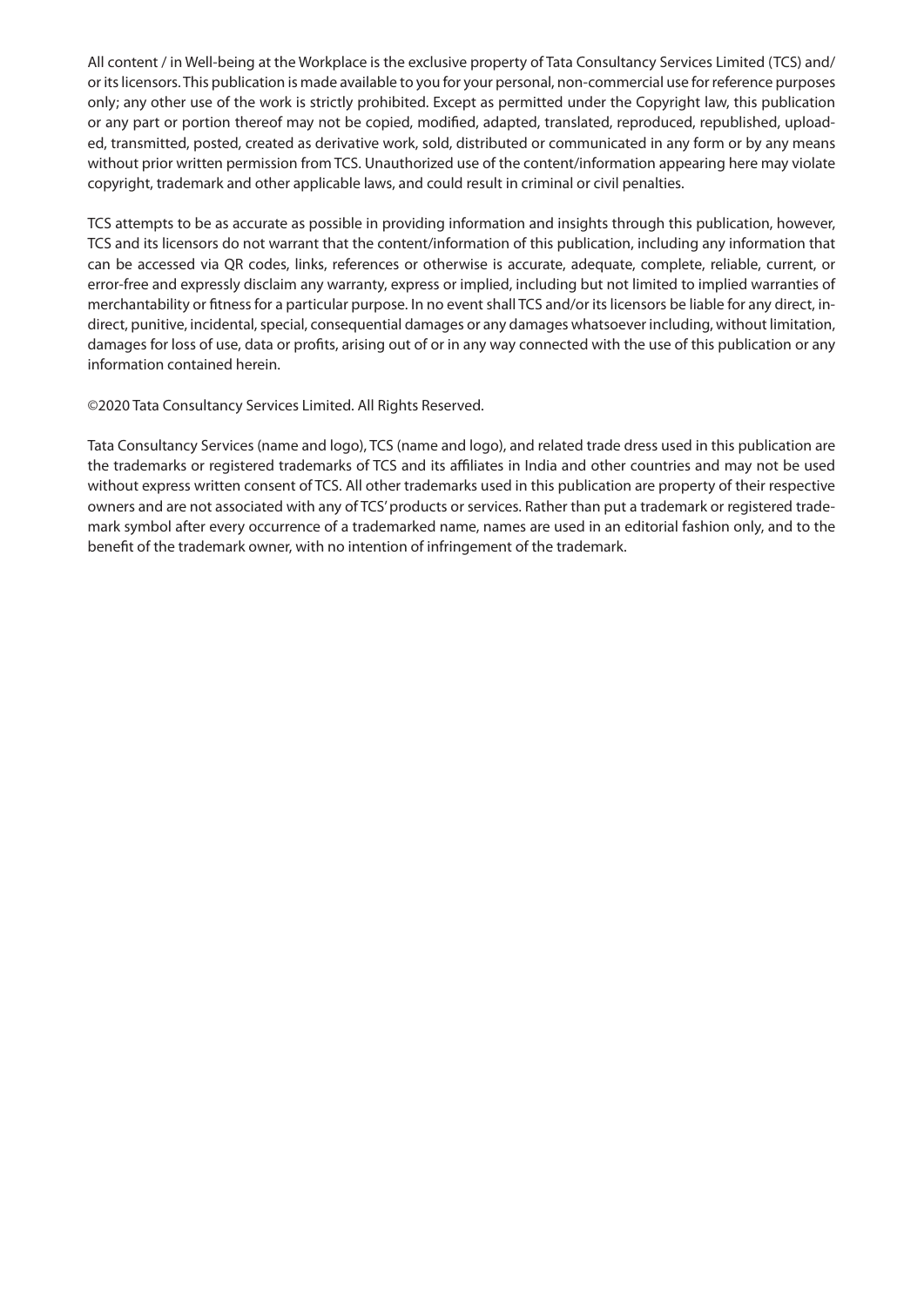All content / in Well-being at the Workplace is the exclusive property of Tata Consultancy Services Limited (TCS) and/or its licensors. This publication is made available to you for your personal, non-commercial use for reference purposes only; any other use of the work is strictly prohibited. Except as permitted under the Copyright law, this publication or any part or portion thereof may not be copied, modified, adapted, translated, reproduced, republished, uploaded, transmitted, posted, created as derivative work, sold, distributed or communicated in any form or by any means without prior written permission from TCS. Unauthorized use of the content/information appearing here may violate copyright, trademark and other applicable laws, and could result in criminal or civil penalties.

TCS attempts to be as accurate as possible in providing information and insights through this publication, however, TCS and its licensors do not warrant that the content/information of this publication, including any information that can be accessed via QR codes, links, references or otherwise is accurate, adequate, complete, reliable, current, or error-free and expressly disclaim any warranty, express or implied, including but not limited to implied warranties of merchantability or fitness for a particular purpose. In no event shall TCS and/or its licensors be liable for any direct, indirect, punitive, incidental, special, consequential damages or any damages whatsoever including, without limitation, damages for loss of use, data or profits, arising out of or in any way connected with the use of this publication or any information contained herein.

©2020 Tata Consultancy Services Limited. All Rights Reserved.

Tata Consultancy Services (name and logo), TCS (name and logo), and related trade dress used in this publication are the trademarks or registered trademarks of TCS and its affiliates in India and other countries and may not be used without express written consent of TCS. All other trademarks used in this publication are property of their respective owners and are not associated with any of TCS' products or services. Rather than put a trademark or registered trademark symbol after every occurrence of a trademarked name, names are used in an editorial fashion only, and to the benefit of the trademark owner, with no intention of infringement of the trademark.